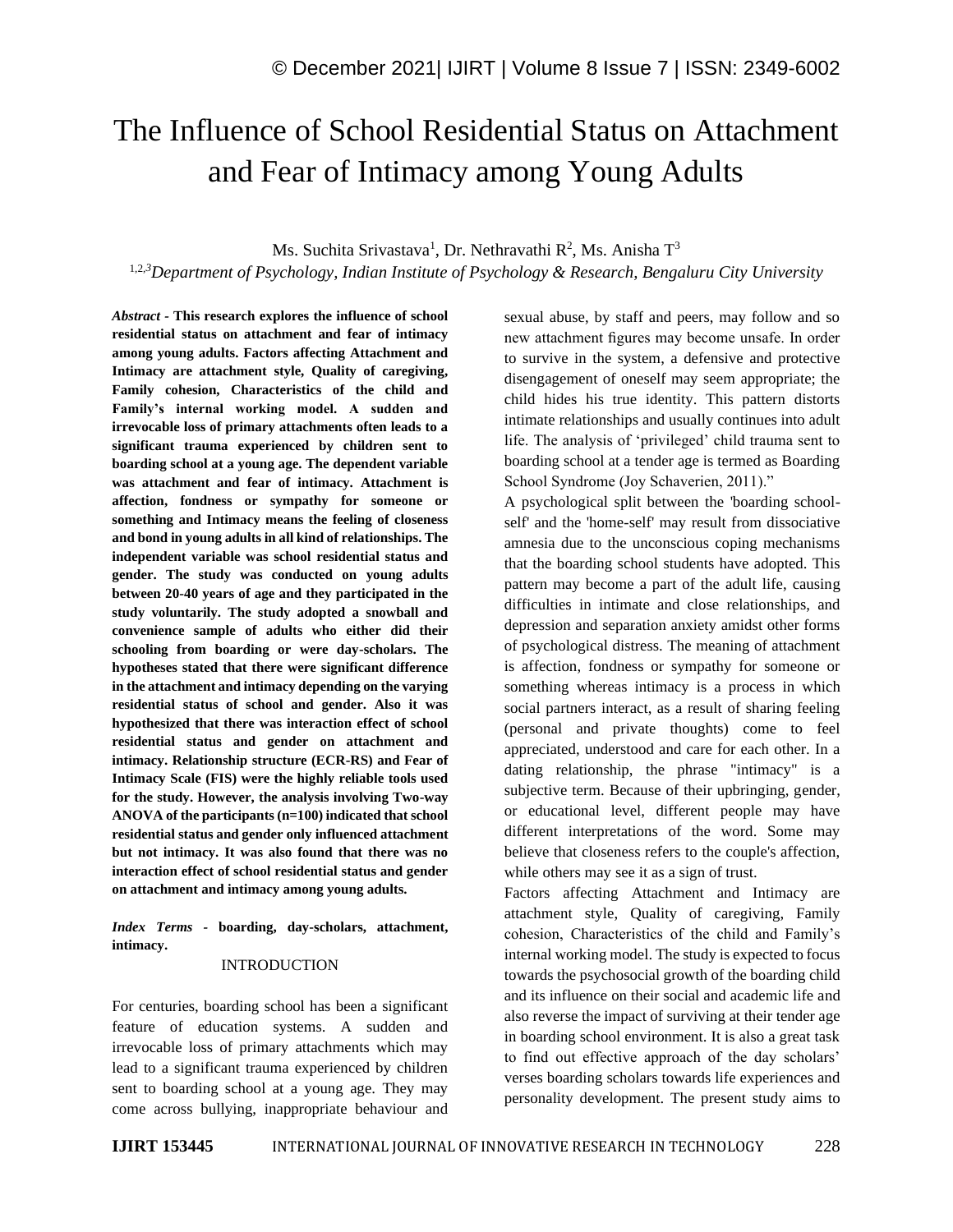# The Influence of School Residential Status on Attachment and Fear of Intimacy among Young Adults

Ms. Suchita Srivastava[1], Dr. Nethravathi R[2], Ms. Anisha T[3]

[1,2,3]*Department of Psychology, Indian Institute of Psychology & Research, Bengaluru City University*

***Abstract -*** **This research explores the influence of school residential status on attachment and fear of intimacy among young adults. Factors affecting Attachment and Intimacy are attachment style, Quality of caregiving, Family cohesion, Characteristics of the child and Family's internal working model. A sudden and irrevocable loss of primary attachments often leads to a significant trauma experienced by children sent to boarding school at a young age. The dependent variable was attachment and fear of intimacy. Attachment is affection, fondness or sympathy for someone or something and Intimacy means the feeling of closeness and bond in young adults in all kind of relationships. The independent variable was school residential status and gender. The study was conducted on young adults between 20-40 years of age and they participated in the study voluntarily. The study adopted a snowball and convenience sample of adults who either did their schooling from boarding or were day-scholars. The hypotheses stated that there were significant difference in the attachment and intimacy depending on the varying residential status of school and gender. Also it was hypothesized that there was interaction effect of school residential status and gender on attachment and intimacy. Relationship structure (ECR-RS) and Fear of Intimacy Scale (FIS) were the highly reliable tools used for the study. However, the analysis involving Two-way ANOVA of the participants (n=100) indicated that school residential status and gender only influenced attachment but not intimacy. It was also found that there was no interaction effect of school residential status and gender on attachment and intimacy among young adults.**

***Index Terms -*** **boarding, day-scholars, attachment, intimacy.**

## INTRODUCTION

For centuries, boarding school has been a significant feature of education systems. A sudden and irrevocable loss of primary attachments which may lead to a significant trauma experienced by children sent to boarding school at a young age. They may come across bullying, inappropriate behaviour and sexual abuse, by staff and peers, may follow and so new attachment figures may become unsafe. In order to survive in the system, a defensive and protective disengagement of oneself may seem appropriate; the child hides his true identity. This pattern distorts intimate relationships and usually continues into adult life. The analysis of 'privileged' child trauma sent to boarding school at a tender age is termed as Boarding School Syndrome (Joy Schaverien, 2011)."

A psychological split between the 'boarding school-self' and the 'home-self' may result from dissociative amnesia due to the unconscious coping mechanisms that the boarding school students have adopted. This pattern may become a part of the adult life, causing difficulties in intimate and close relationships, and depression and separation anxiety amidst other forms of psychological distress. The meaning of attachment is affection, fondness or sympathy for someone or something whereas intimacy is a process in which social partners interact, as a result of sharing feeling (personal and private thoughts) come to feel appreciated, understood and care for each other. In a dating relationship, the phrase "intimacy" is a subjective term. Because of their upbringing, gender, or educational level, different people may have different interpretations of the word. Some may believe that closeness refers to the couple's affection, while others may see it as a sign of trust.

Factors affecting Attachment and Intimacy are attachment style, Quality of caregiving, Family cohesion, Characteristics of the child and Family's internal working model. The study is expected to focus towards the psychosocial growth of the boarding child and its influence on their social and academic life and also reverse the impact of surviving at their tender age in boarding school environment. It is also a great task to find out effective approach of the day scholars' verses boarding scholars towards life experiences and personality development. The present study aims to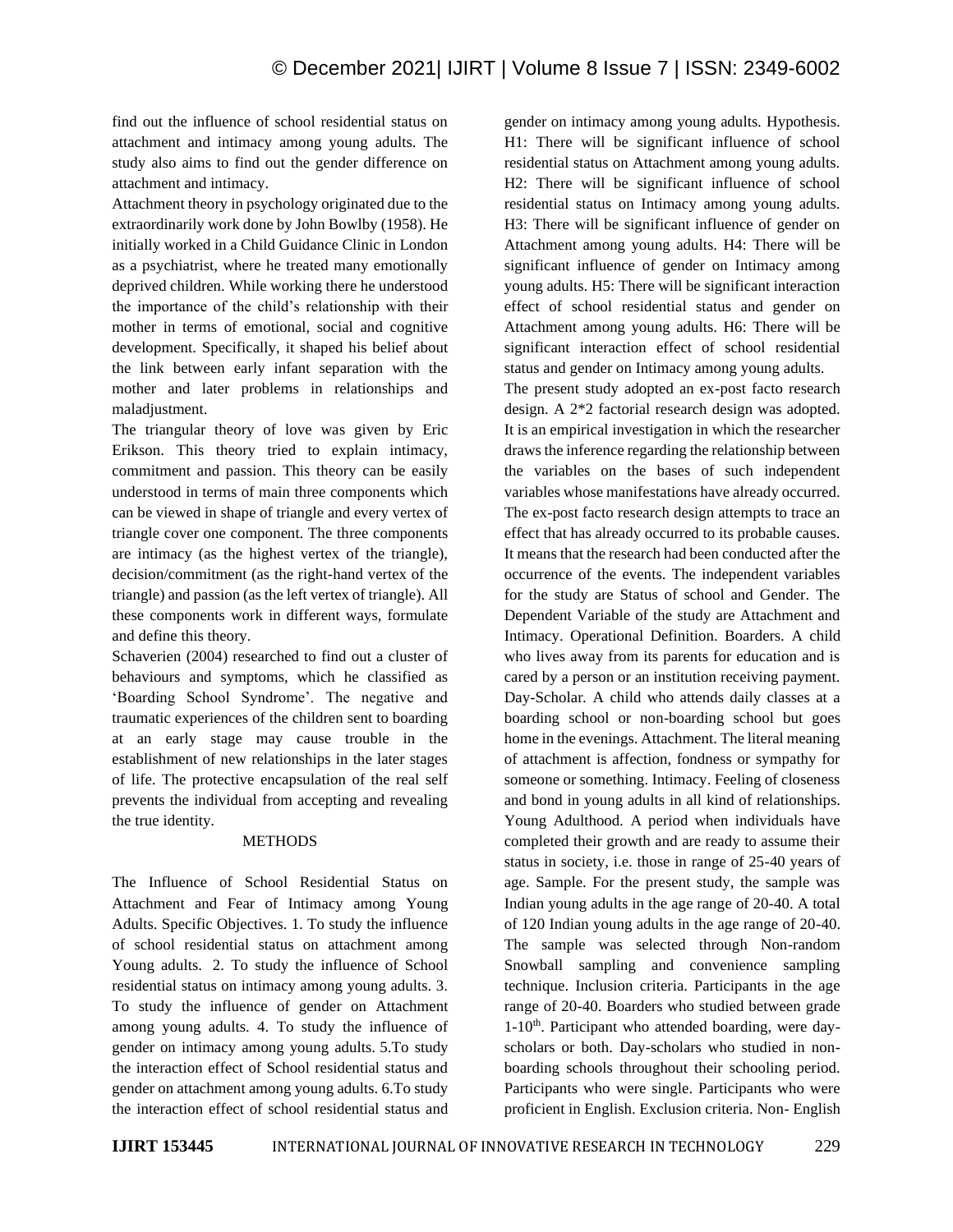find out the influence of school residential status on attachment and intimacy among young adults. The study also aims to find out the gender difference on attachment and intimacy.

Attachment theory in psychology originated due to the extraordinarily work done by John Bowlby (1958). He initially worked in a Child Guidance Clinic in London as a psychiatrist, where he treated many emotionally deprived children. While working there he understood the importance of the child's relationship with their mother in terms of emotional, social and cognitive development. Specifically, it shaped his belief about the link between early infant separation with the mother and later problems in relationships and maladjustment.

The triangular theory of love was given by Eric Erikson. This theory tried to explain intimacy, commitment and passion. This theory can be easily understood in terms of main three components which can be viewed in shape of triangle and every vertex of triangle cover one component. The three components are intimacy (as the highest vertex of the triangle), decision/commitment (as the right-hand vertex of the triangle) and passion (as the left vertex of triangle). All these components work in different ways, formulate and define this theory.

Schaverien (2004) researched to find out a cluster of behaviours and symptoms, which he classified as 'Boarding School Syndrome'. The negative and traumatic experiences of the children sent to boarding at an early stage may cause trouble in the establishment of new relationships in the later stages of life. The protective encapsulation of the real self prevents the individual from accepting and revealing the true identity.

## METHODS

The Influence of School Residential Status on Attachment and Fear of Intimacy among Young Adults. Specific Objectives. 1. To study the influence of school residential status on attachment among Young adults. 2. To study the influence of School residential status on intimacy among young adults. 3. To study the influence of gender on Attachment among young adults. 4. To study the influence of gender on intimacy among young adults. 5.To study the interaction effect of School residential status and gender on attachment among young adults. 6.To study the interaction effect of school residential status and gender on intimacy among young adults. Hypothesis. H1: There will be significant influence of school residential status on Attachment among young adults. H2: There will be significant influence of school residential status on Intimacy among young adults. H3: There will be significant influence of gender on Attachment among young adults. H4: There will be significant influence of gender on Intimacy among young adults. H5: There will be significant interaction effect of school residential status and gender on Attachment among young adults. H6: There will be significant interaction effect of school residential status and gender on Intimacy among young adults.

The present study adopted an ex-post facto research design. A 2*2 factorial research design was adopted. It is an empirical investigation in which the researcher draws the inference regarding the relationship between the variables on the bases of such independent variables whose manifestations have already occurred. The ex-post facto research design attempts to trace an effect that has already occurred to its probable causes. It means that the research had been conducted after the occurrence of the events. The independent variables for the study are Status of school and Gender. The Dependent Variable of the study are Attachment and Intimacy. Operational Definition. Boarders. A child who lives away from its parents for education and is cared by a person or an institution receiving payment. Day-Scholar. A child who attends daily classes at a boarding school or non-boarding school but goes home in the evenings. Attachment. The literal meaning of attachment is affection, fondness or sympathy for someone or something. Intimacy. Feeling of closeness and bond in young adults in all kind of relationships. Young Adulthood. A period when individuals have completed their growth and are ready to assume their status in society, i.e. those in range of 25-40 years of age. Sample. For the present study, the sample was Indian young adults in the age range of 20-40. A total of 120 Indian young adults in the age range of 20-40. The sample was selected through Non-random Snowball sampling and convenience sampling technique. Inclusion criteria. Participants in the age range of 20-40. Boarders who studied between grade 1-10th. Participant who attended boarding, were day-scholars or both. Day-scholars who studied in non-boarding schools throughout their schooling period. Participants who were single. Participants who were proficient in English. Exclusion criteria. Non- English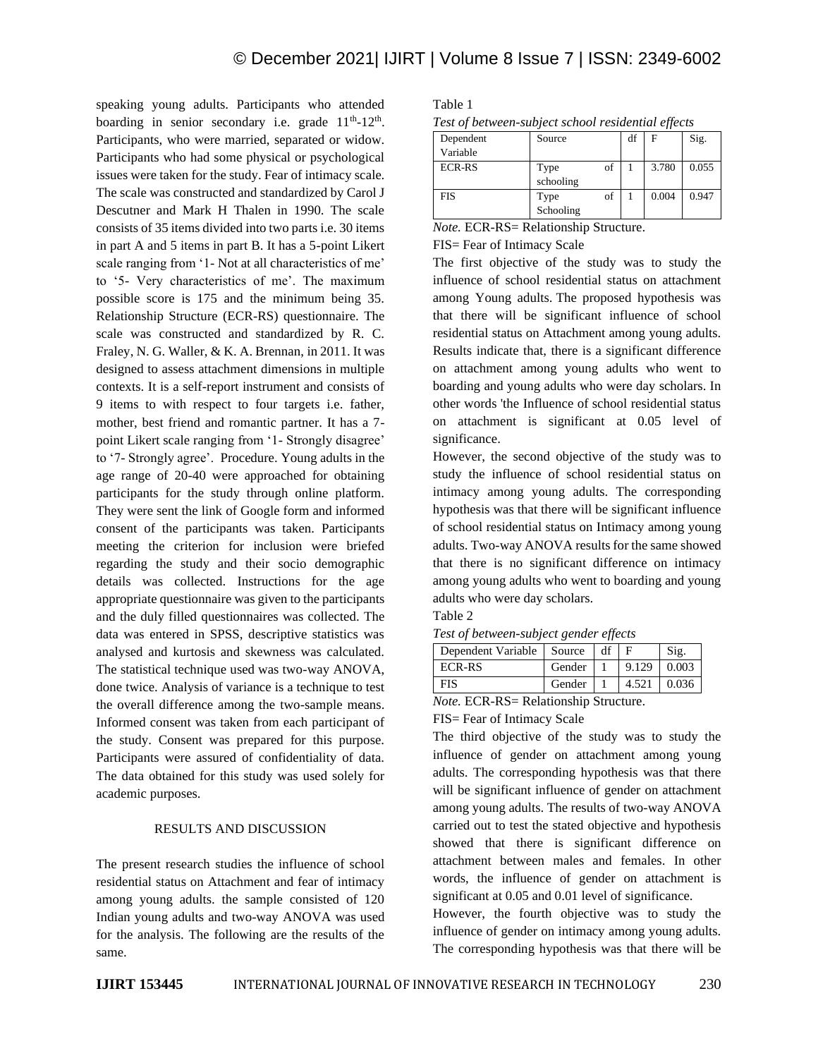speaking young adults. Participants who attended boarding in senior secondary i.e. grade 11th-12th. Participants, who were married, separated or widow. Participants who had some physical or psychological issues were taken for the study. Fear of intimacy scale. The scale was constructed and standardized by Carol J Descutner and Mark H Thalen in 1990. The scale consists of 35 items divided into two parts i.e. 30 items in part A and 5 items in part B. It has a 5-point Likert scale ranging from '1- Not at all characteristics of me' to '5- Very characteristics of me'. The maximum possible score is 175 and the minimum being 35. Relationship Structure (ECR-RS) questionnaire. The scale was constructed and standardized by R. C. Fraley, N. G. Waller, & K. A. Brennan, in 2011. It was designed to assess attachment dimensions in multiple contexts. It is a self-report instrument and consists of 9 items to with respect to four targets i.e. father, mother, best friend and romantic partner. It has a 7-point Likert scale ranging from '1- Strongly disagree' to '7- Strongly agree'. Procedure. Young adults in the age range of 20-40 were approached for obtaining participants for the study through online platform. They were sent the link of Google form and informed consent of the participants was taken. Participants meeting the criterion for inclusion were briefed regarding the study and their socio demographic details was collected. Instructions for the age appropriate questionnaire was given to the participants and the duly filled questionnaires was collected. The data was entered in SPSS, descriptive statistics was analysed and kurtosis and skewness was calculated. The statistical technique used was two-way ANOVA, done twice. Analysis of variance is a technique to test the overall difference among the two-sample means. Informed consent was taken from each participant of the study. Consent was prepared for this purpose. Participants were assured of confidentiality of data. The data obtained for this study was used solely for academic purposes.

## RESULTS AND DISCUSSION

The present research studies the influence of school residential status on Attachment and fear of intimacy among young adults. the sample consisted of 120 Indian young adults and two-way ANOVA was used for the analysis. The following are the results of the same.

Table 1

*Test of between-subject school residential effects*

| Dependent Variable | Source | df | F | Sig. |
|---|---|---|---|---|
| ECR-RS | Type of schooling | 1 | 3.780 | 0.055 |
| FIS | Type of Schooling | 1 | 0.004 | 0.947 |

*Note.* ECR-RS= Relationship Structure.

FIS= Fear of Intimacy Scale

The first objective of the study was to study the influence of school residential status on attachment among Young adults. The proposed hypothesis was that there will be significant influence of school residential status on Attachment among young adults. Results indicate that, there is a significant difference on attachment among young adults who went to boarding and young adults who were day scholars. In other words 'the Influence of school residential status on attachment is significant at 0.05 level of significance.

However, the second objective of the study was to study the influence of school residential status on intimacy among young adults. The corresponding hypothesis was that there will be significant influence of school residential status on Intimacy among young adults. Two-way ANOVA results for the same showed that there is no significant difference on intimacy among young adults who went to boarding and young adults who were day scholars.

Table 2

*Test of between-subject gender effects*

| Dependent Variable | Source | df | F | Sig. |
|---|---|---|---|---|
| ECR-RS | Gender | 1 | 9.129 | 0.003 |
| FIS | Gender | 1 | 4.521 | 0.036 |

*Note.* ECR-RS= Relationship Structure.

FIS= Fear of Intimacy Scale

The third objective of the study was to study the influence of gender on attachment among young adults. The corresponding hypothesis was that there will be significant influence of gender on attachment among young adults. The results of two-way ANOVA carried out to test the stated objective and hypothesis showed that there is significant difference on attachment between males and females. In other words, the influence of gender on attachment is significant at 0.05 and 0.01 level of significance.

However, the fourth objective was to study the influence of gender on intimacy among young adults. The corresponding hypothesis was that there will be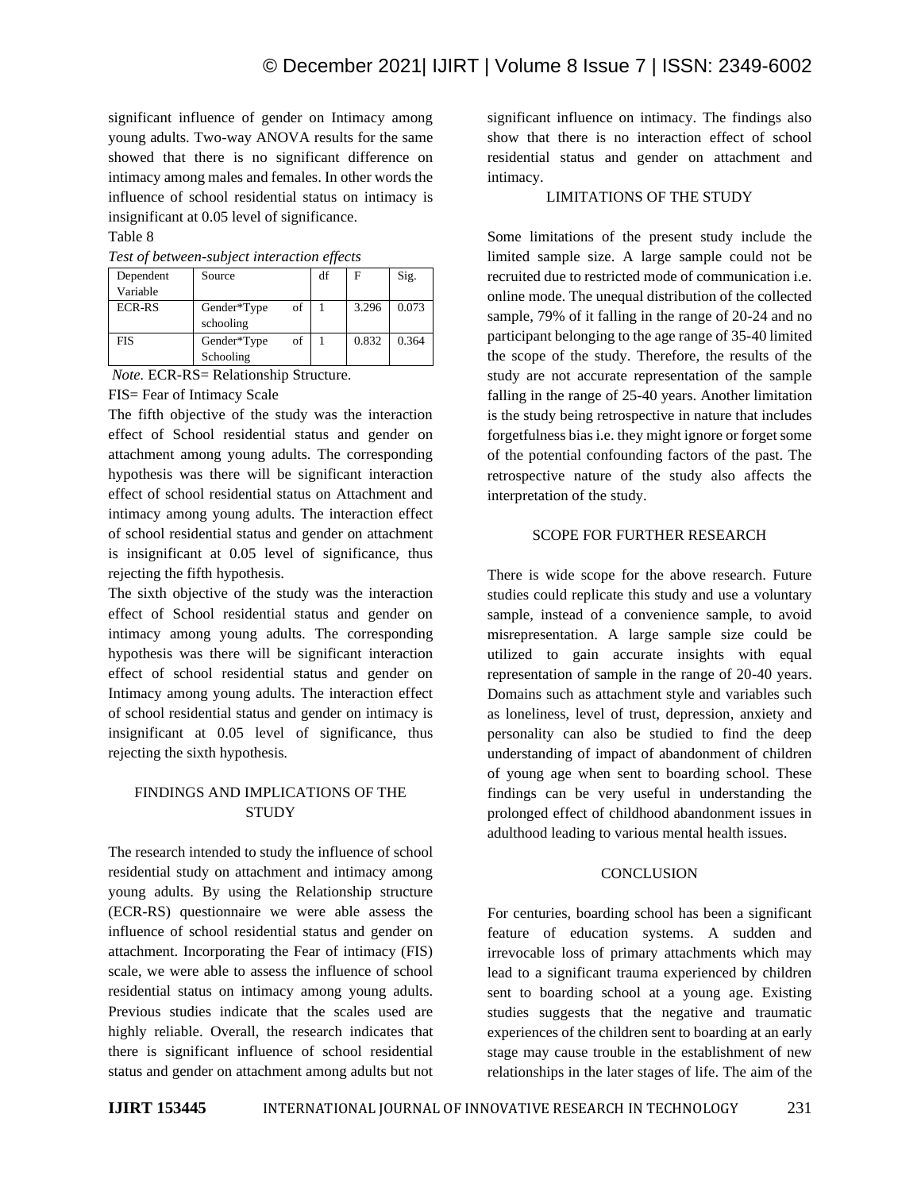significant influence of gender on Intimacy among young adults. Two-way ANOVA results for the same showed that there is no significant difference on intimacy among males and females. In other words the influence of school residential status on intimacy is insignificant at 0.05 level of significance.

Table 8

*Test of between-subject interaction effects*

| Dependent Variable | Source | df | F | Sig. |
|---|---|---|---|---|
| ECR-RS | Gender*Type of schooling | 1 | 3.296 | 0.073 |
| FIS | Gender*Type of Schooling | 1 | 0.832 | 0.364 |

*Note.* ECR-RS= Relationship Structure.

FIS= Fear of Intimacy Scale

The fifth objective of the study was the interaction effect of School residential status and gender on attachment among young adults. The corresponding hypothesis was there will be significant interaction effect of school residential status on Attachment and intimacy among young adults. The interaction effect of school residential status and gender on attachment is insignificant at 0.05 level of significance, thus rejecting the fifth hypothesis.

The sixth objective of the study was the interaction effect of School residential status and gender on intimacy among young adults. The corresponding hypothesis was there will be significant interaction effect of school residential status and gender on Intimacy among young adults. The interaction effect of school residential status and gender on intimacy is insignificant at 0.05 level of significance, thus rejecting the sixth hypothesis.

## FINDINGS AND IMPLICATIONS OF THE STUDY

The research intended to study the influence of school residential study on attachment and intimacy among young adults. By using the Relationship structure (ECR-RS) questionnaire we were able assess the influence of school residential status and gender on attachment. Incorporating the Fear of intimacy (FIS) scale, we were able to assess the influence of school residential status on intimacy among young adults. Previous studies indicate that the scales used are highly reliable. Overall, the research indicates that there is significant influence of school residential status and gender on attachment among adults but not significant influence on intimacy. The findings also show that there is no interaction effect of school residential status and gender on attachment and intimacy.

## LIMITATIONS OF THE STUDY

Some limitations of the present study include the limited sample size. A large sample could not be recruited due to restricted mode of communication i.e. online mode. The unequal distribution of the collected sample, 79% of it falling in the range of 20-24 and no participant belonging to the age range of 35-40 limited the scope of the study. Therefore, the results of the study are not accurate representation of the sample falling in the range of 25-40 years. Another limitation is the study being retrospective in nature that includes forgetfulness bias i.e. they might ignore or forget some of the potential confounding factors of the past. The retrospective nature of the study also affects the interpretation of the study.

## SCOPE FOR FURTHER RESEARCH

There is wide scope for the above research. Future studies could replicate this study and use a voluntary sample, instead of a convenience sample, to avoid misrepresentation. A large sample size could be utilized to gain accurate insights with equal representation of sample in the range of 20-40 years. Domains such as attachment style and variables such as loneliness, level of trust, depression, anxiety and personality can also be studied to find the deep understanding of impact of abandonment of children of young age when sent to boarding school. These findings can be very useful in understanding the prolonged effect of childhood abandonment issues in adulthood leading to various mental health issues.

## CONCLUSION

For centuries, boarding school has been a significant feature of education systems. A sudden and irrevocable loss of primary attachments which may lead to a significant trauma experienced by children sent to boarding school at a young age. Existing studies suggests that the negative and traumatic experiences of the children sent to boarding at an early stage may cause trouble in the establishment of new relationships in the later stages of life. The aim of the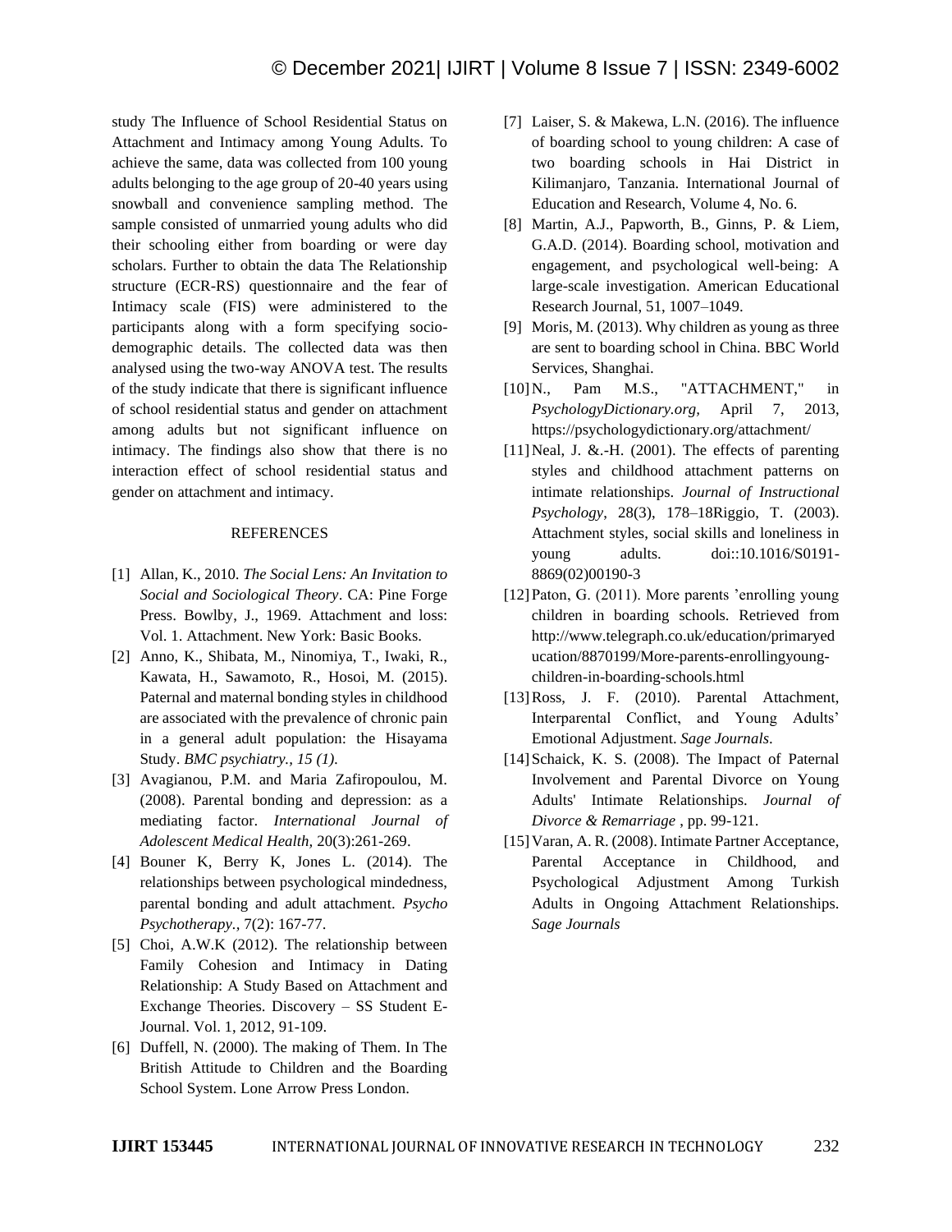study The Influence of School Residential Status on Attachment and Intimacy among Young Adults. To achieve the same, data was collected from 100 young adults belonging to the age group of 20-40 years using snowball and convenience sampling method. The sample consisted of unmarried young adults who did their schooling either from boarding or were day scholars. Further to obtain the data The Relationship structure (ECR-RS) questionnaire and the fear of Intimacy scale (FIS) were administered to the participants along with a form specifying socio-demographic details. The collected data was then analysed using the two-way ANOVA test. The results of the study indicate that there is significant influence of school residential status and gender on attachment among adults but not significant influence on intimacy. The findings also show that there is no interaction effect of school residential status and gender on attachment and intimacy.

## REFERENCES

[1] Allan, K., 2010. *The Social Lens: An Invitation to Social and Sociological Theory*. CA: Pine Forge Press. Bowlby, J., 1969. Attachment and loss: Vol. 1. Attachment. New York: Basic Books.

[2] Anno, K., Shibata, M., Ninomiya, T., Iwaki, R., Kawata, H., Sawamoto, R., Hosoi, M. (2015). Paternal and maternal bonding styles in childhood are associated with the prevalence of chronic pain in a general adult population: the Hisayama Study. *BMC psychiatry., 15 (1).*

[3] Avagianou, P.M. and Maria Zafiropoulou, M. (2008). Parental bonding and depression: as a mediating factor. *International Journal of Adolescent Medical Health,* 20(3):261-269.

[4] Bouner K, Berry K, Jones L. (2014). The relationships between psychological mindedness, parental bonding and adult attachment. *Psycho Psychotherapy.,* 7(2): 167-77.

[5] Choi, A.W.K (2012). The relationship between Family Cohesion and Intimacy in Dating Relationship: A Study Based on Attachment and Exchange Theories. Discovery – SS Student E-Journal. Vol. 1, 2012, 91-109.

[6] Duffell, N. (2000). The making of Them. In The British Attitude to Children and the Boarding School System. Lone Arrow Press London.

[7] Laiser, S. & Makewa, L.N. (2016). The influence of boarding school to young children: A case of two boarding schools in Hai District in Kilimanjaro, Tanzania. International Journal of Education and Research, Volume 4, No. 6.

[8] Martin, A.J., Papworth, B., Ginns, P. & Liem, G.A.D. (2014). Boarding school, motivation and engagement, and psychological well-being: A large-scale investigation. American Educational Research Journal, 51, 1007–1049.

[9] Moris, M. (2013). Why children as young as three are sent to boarding school in China. BBC World Services, Shanghai.

[10] N., Pam M.S., "ATTACHMENT," in *PsychologyDictionary.org,* April 7, 2013, https://psychologydictionary.org/attachment/

[11] Neal, J. &.-H. (2001). The effects of parenting styles and childhood attachment patterns on intimate relationships. *Journal of Instructional Psychology*, 28(3), 178–18Riggio, T. (2003). Attachment styles, social skills and loneliness in young adults. doi::10.1016/S0191-8869(02)00190-3

[12] Paton, G. (2011). More parents 'enrolling young children in boarding schools. Retrieved from http://www.telegraph.co.uk/education/primaryeducation/8870199/More-parents-enrollingyoung-children-in-boarding-schools.html

[13] Ross, J. F. (2010). Parental Attachment, Interparental Conflict, and Young Adults' Emotional Adjustment. *Sage Journals*.

[14] Schaick, K. S. (2008). The Impact of Paternal Involvement and Parental Divorce on Young Adults' Intimate Relationships. *Journal of Divorce & Remarriage* , pp. 99-121.

[15] Varan, A. R. (2008). Intimate Partner Acceptance, Parental Acceptance in Childhood, and Psychological Adjustment Among Turkish Adults in Ongoing Attachment Relationships. *Sage Journals*